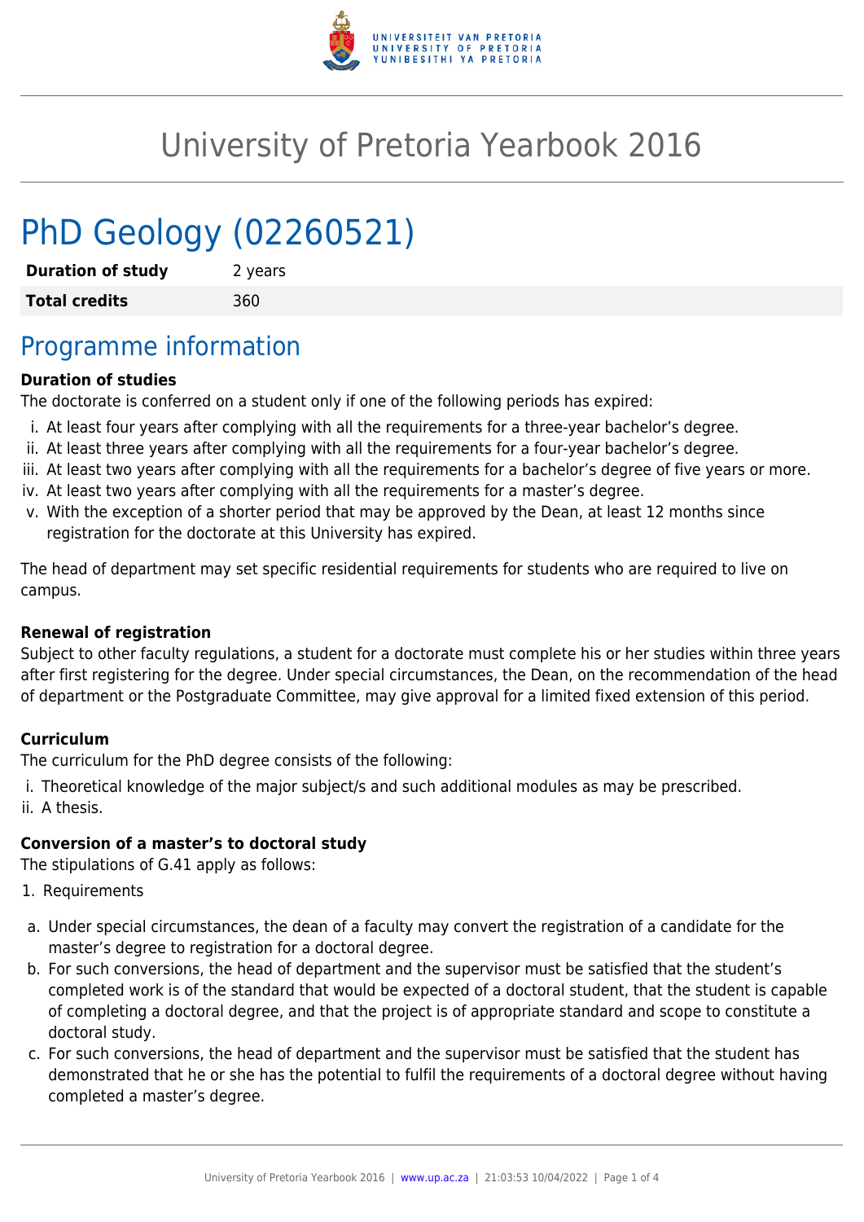# University of Pretoria Yearbook 2016

# PhD Geology (02260521)

| **Duration of study** | 2 years |
| --- | --- |
| **Total credits** | 360 |

## Programme information

**Duration of studies**

The doctorate is conferred on a student only if one of the following periods has expired:

i. At least four years after complying with all the requirements for a three-year bachelor's degree.
ii. At least three years after complying with all the requirements for a four-year bachelor's degree.
iii. At least two years after complying with all the requirements for a bachelor's degree of five years or more.
iv. At least two years after complying with all the requirements for a master's degree.
v. With the exception of a shorter period that may be approved by the Dean, at least 12 months since registration for the doctorate at this University has expired.

The head of department may set specific residential requirements for students who are required to live on campus.

**Renewal of registration**

Subject to other faculty regulations, a student for a doctorate must complete his or her studies within three years after first registering for the degree. Under special circumstances, the Dean, on the recommendation of the head of department or the Postgraduate Committee, may give approval for a limited fixed extension of this period.

**Curriculum**

The curriculum for the PhD degree consists of the following:

i. Theoretical knowledge of the major subject/s and such additional modules as may be prescribed.
ii. A thesis.

**Conversion of a master's to doctoral study**

The stipulations of G.41 apply as follows:

1. Requirements

a. Under special circumstances, the dean of a faculty may convert the registration of a candidate for the master's degree to registration for a doctoral degree.
b. For such conversions, the head of department and the supervisor must be satisfied that the student's completed work is of the standard that would be expected of a doctoral student, that the student is capable of completing a doctoral degree, and that the project is of appropriate standard and scope to constitute a doctoral study.
c. For such conversions, the head of department and the supervisor must be satisfied that the student has demonstrated that he or she has the potential to fulfil the requirements of a doctoral degree without having completed a master's degree.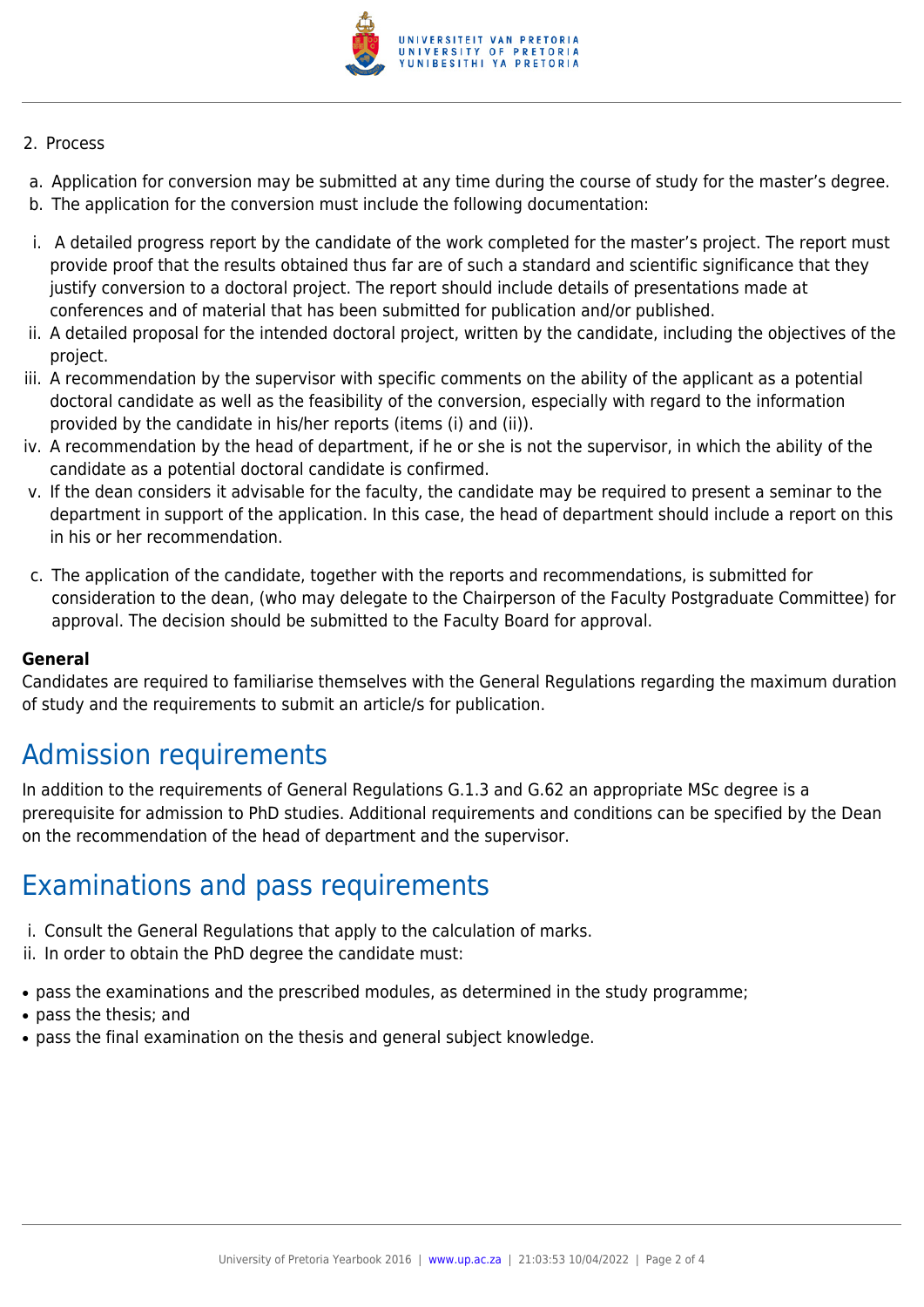2. Process

a. Application for conversion may be submitted at any time during the course of study for the master's degree.
b. The application for the conversion must include the following documentation:

i. A detailed progress report by the candidate of the work completed for the master's project. The report must provide proof that the results obtained thus far are of such a standard and scientific significance that they justify conversion to a doctoral project. The report should include details of presentations made at conferences and of material that has been submitted for publication and/or published.
ii. A detailed proposal for the intended doctoral project, written by the candidate, including the objectives of the project.
iii. A recommendation by the supervisor with specific comments on the ability of the applicant as a potential doctoral candidate as well as the feasibility of the conversion, especially with regard to the information provided by the candidate in his/her reports (items (i) and (ii)).
iv. A recommendation by the head of department, if he or she is not the supervisor, in which the ability of the candidate as a potential doctoral candidate is confirmed.
v. If the dean considers it advisable for the faculty, the candidate may be required to present a seminar to the department in support of the application. In this case, the head of department should include a report on this in his or her recommendation.

c. The application of the candidate, together with the reports and recommendations, is submitted for consideration to the dean, (who may delegate to the Chairperson of the Faculty Postgraduate Committee) for approval. The decision should be submitted to the Faculty Board for approval.

**General**
Candidates are required to familiarise themselves with the General Regulations regarding the maximum duration of study and the requirements to submit an article/s for publication.

## Admission requirements

In addition to the requirements of General Regulations G.1.3 and G.62 an appropriate MSc degree is a prerequisite for admission to PhD studies. Additional requirements and conditions can be specified by the Dean on the recommendation of the head of department and the supervisor.

## Examinations and pass requirements

i. Consult the General Regulations that apply to the calculation of marks.
ii. In order to obtain the PhD degree the candidate must:

- pass the examinations and the prescribed modules, as determined in the study programme;
- pass the thesis; and
- pass the final examination on the thesis and general subject knowledge.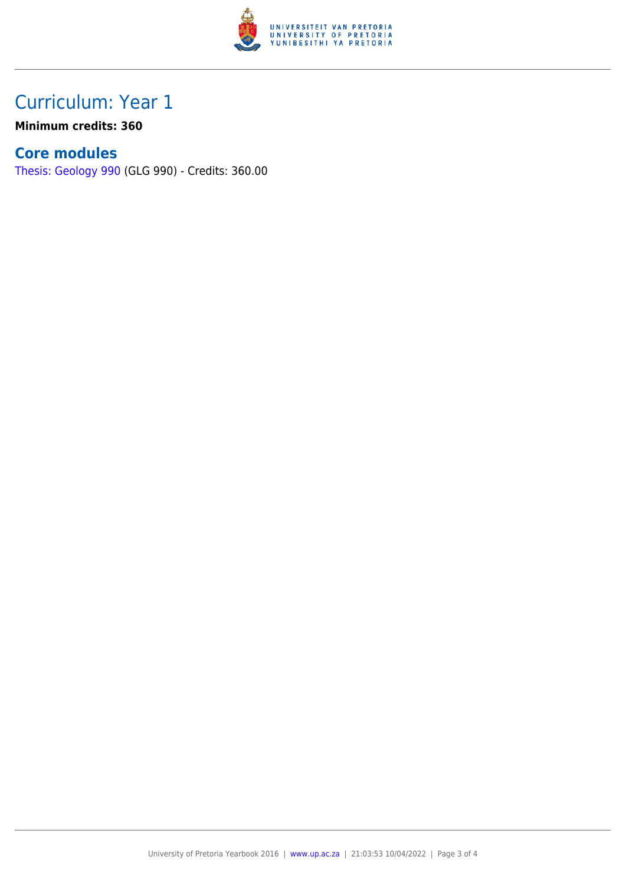# Curriculum: Year 1

**Minimum credits: 360**

## Core modules

Thesis: Geology 990 (GLG 990) - Credits: 360.00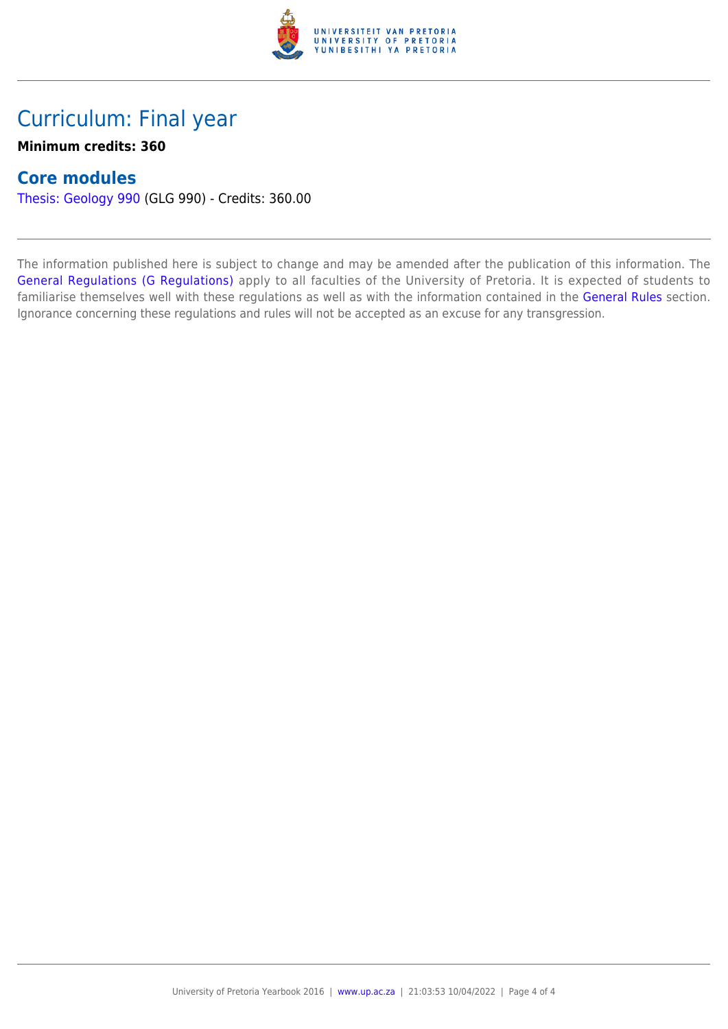## Curriculum: Final year

**Minimum credits: 360**

### Core modules

Thesis: Geology 990 (GLG 990) - Credits: 360.00

The information published here is subject to change and may be amended after the publication of this information. The General Regulations (G Regulations) apply to all faculties of the University of Pretoria. It is expected of students to familiarise themselves well with these regulations as well as with the information contained in the General Rules section. Ignorance concerning these regulations and rules will not be accepted as an excuse for any transgression.